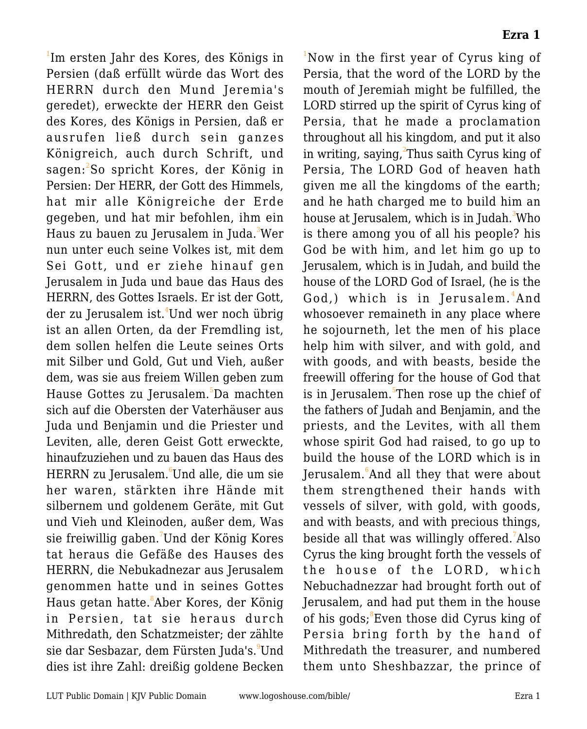# Ezra 1

[1]Im ersten Jahr des Kores, des Königs in Persien (daß erfüllt würde das Wort des HERRN durch den Mund Jeremia's geredet), erweckte der HERR den Geist des Kores, des Königs in Persien, daß er ausrufen ließ durch sein ganzes Königreich, auch durch Schrift, und sagen:[2]So spricht Kores, der König in Persien: Der HERR, der Gott des Himmels, hat mir alle Königreiche der Erde gegeben, und hat mir befohlen, ihm ein Haus zu bauen zu Jerusalem in Juda.[3]Wer nun unter euch seine Volkes ist, mit dem Sei Gott, und er ziehe hinauf gen Jerusalem in Juda und baue das Haus des HERRN, des Gottes Israels. Er ist der Gott, der zu Jerusalem ist.[4]Und wer noch übrig ist an allen Orten, da der Fremdling ist, dem sollen helfen die Leute seines Orts mit Silber und Gold, Gut und Vieh, außer dem, was sie aus freiem Willen geben zum Hause Gottes zu Jerusalem.[5]Da machten sich auf die Obersten der Vaterhäuser aus Juda und Benjamin und die Priester und Leviten, alle, deren Geist Gott erweckte, hinaufzuziehen und zu bauen das Haus des HERRN zu Jerusalem.[6]Und alle, die um sie her waren, stärkten ihre Hände mit silbernem und goldenem Geräte, mit Gut und Vieh und Kleinoden, außer dem, Was sie freiwillig gaben.[7]Und der König Kores tat heraus die Gefäße des Hauses des HERRN, die Nebukadnezar aus Jerusalem genommen hatte und in seines Gottes Haus getan hatte.[8]Aber Kores, der König in Persien, tat sie heraus durch Mithredath, den Schatzmeister; der zählte sie dar Sesbazar, dem Fürsten Juda's.[9]Und dies ist ihre Zahl: dreißig goldene Becken

[1]Now in the first year of Cyrus king of Persia, that the word of the LORD by the mouth of Jeremiah might be fulfilled, the LORD stirred up the spirit of Cyrus king of Persia, that he made a proclamation throughout all his kingdom, and put it also in writing, saying,[2]Thus saith Cyrus king of Persia, The LORD God of heaven hath given me all the kingdoms of the earth; and he hath charged me to build him an house at Jerusalem, which is in Judah.[3]Who is there among you of all his people? his God be with him, and let him go up to Jerusalem, which is in Judah, and build the house of the LORD God of Israel, (he is the God,) which is in Jerusalem.[4]And whosoever remaineth in any place where he sojourneth, let the men of his place help him with silver, and with gold, and with goods, and with beasts, beside the freewill offering for the house of God that is in Jerusalem.[5]Then rose up the chief of the fathers of Judah and Benjamin, and the priests, and the Levites, with all them whose spirit God had raised, to go up to build the house of the LORD which is in Jerusalem.[6]And all they that were about them strengthened their hands with vessels of silver, with gold, with goods, and with beasts, and with precious things, beside all that was willingly offered.[7]Also Cyrus the king brought forth the vessels of the house of the LORD, which Nebuchadnezzar had brought forth out of Jerusalem, and had put them in the house of his gods;[8]Even those did Cyrus king of Persia bring forth by the hand of Mithredath the treasurer, and numbered them unto Sheshbazzar, the prince of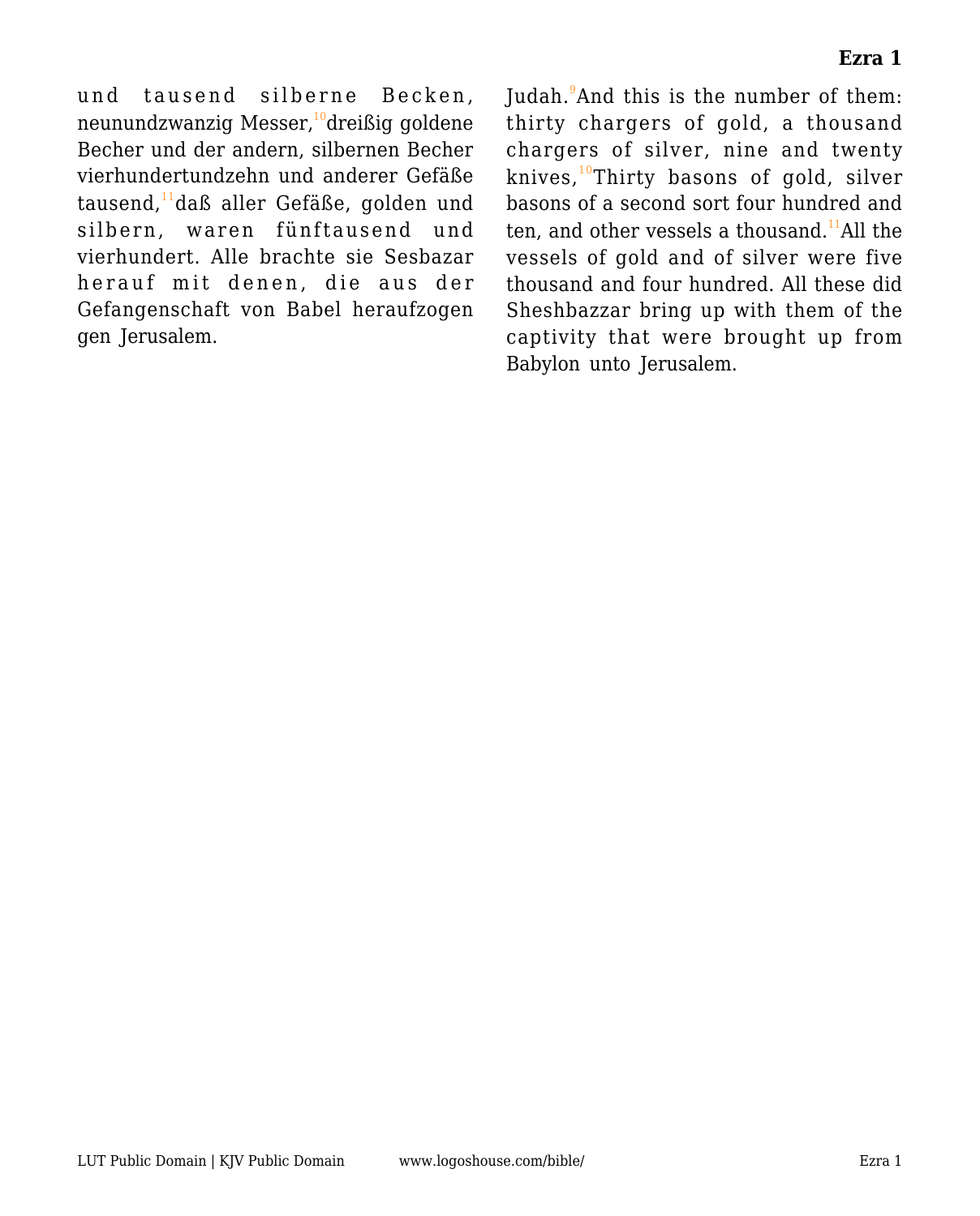und tausend silberne Becken, neunundzwanzig Messer, [10]dreißig goldene Becher und der andern, silbernen Becher vierhundertundzehn und anderer Gefäße tausend, [11]daß aller Gefäße, golden und silbern, waren fünftausend und vierhundert. Alle brachte sie Sesbazar herauf mit denen, die aus der Gefangenschaft von Babel heraufzogen gen Jerusalem.

Judah. [9]And this is the number of them: thirty chargers of gold, a thousand chargers of silver, nine and twenty knives, [10]Thirty basons of gold, silver basons of a second sort four hundred and ten, and other vessels a thousand. [11]All the vessels of gold and of silver were five thousand and four hundred. All these did Sheshbazzar bring up with them of the captivity that were brought up from Babylon unto Jerusalem.